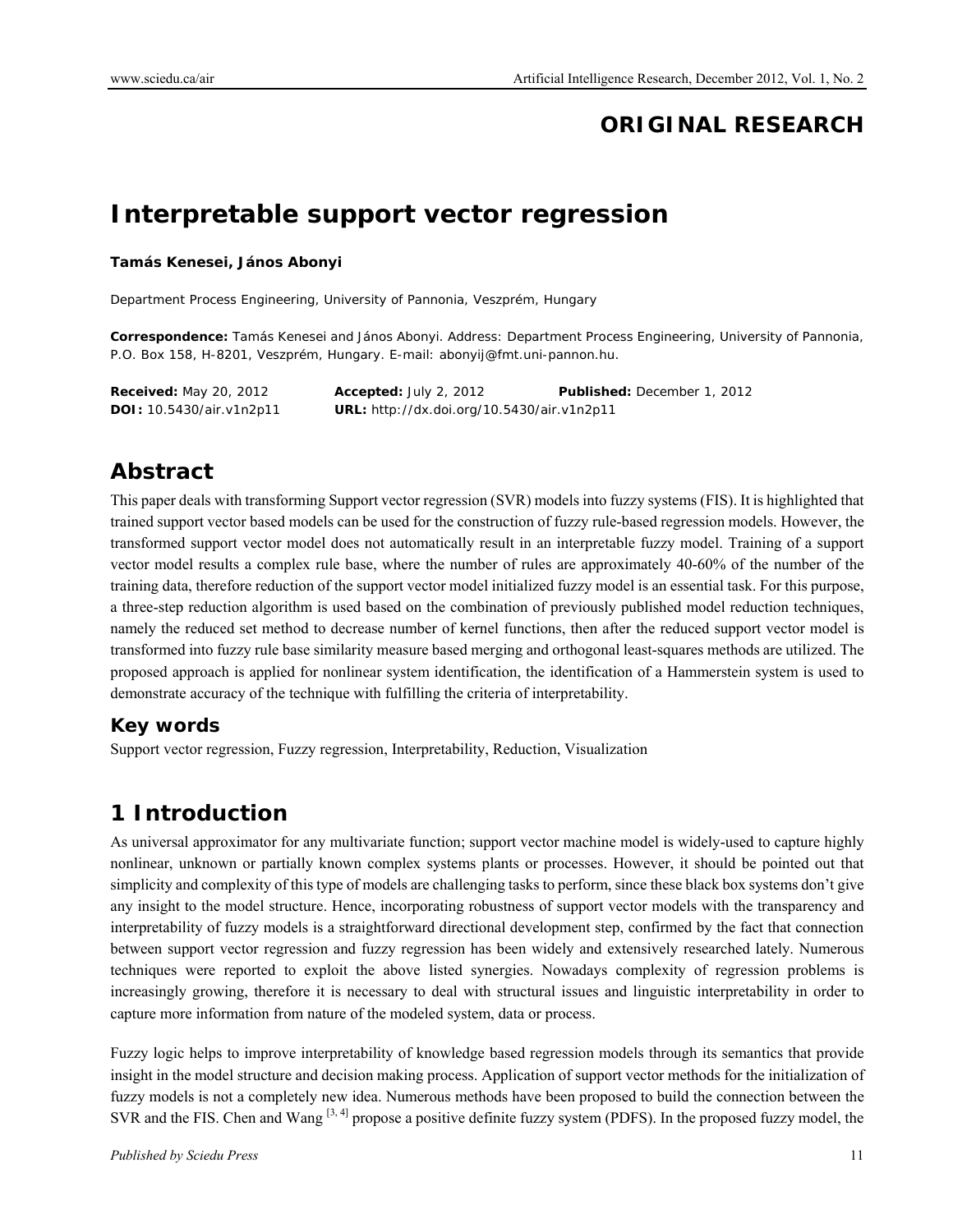**ORIGINAL RESEARCH**

# Interpretable support vector regression

**Tamás Kenesei, János Abonyi**

Department Process Engineering, University of Pannonia, Veszprém, Hungary

**Correspondence:** Tamás Kenesei and János Abonyi. Address: Department Process Engineering, University of Pannonia, P.O. Box 158, H-8201, Veszprém, Hungary. E-mail: abonyij@fmt.uni-pannon.hu.

**Received:** May 20, 2012 **Accepted:** July 2, 2012 **Published:** December 1, 2012
**DOI:** 10.5430/air.v1n2p11 **URL:** http://dx.doi.org/10.5430/air.v1n2p11

## Abstract

This paper deals with transforming Support vector regression (SVR) models into fuzzy systems (FIS). It is highlighted that trained support vector based models can be used for the construction of fuzzy rule-based regression models. However, the transformed support vector model does not automatically result in an interpretable fuzzy model. Training of a support vector model results a complex rule base, where the number of rules are approximately 40-60% of the number of the training data, therefore reduction of the support vector model initialized fuzzy model is an essential task. For this purpose, a three-step reduction algorithm is used based on the combination of previously published model reduction techniques, namely the reduced set method to decrease number of kernel functions, then after the reduced support vector model is transformed into fuzzy rule base similarity measure based merging and orthogonal least-squares methods are utilized. The proposed approach is applied for nonlinear system identification, the identification of a Hammerstein system is used to demonstrate accuracy of the technique with fulfilling the criteria of interpretability.

### Key words

Support vector regression, Fuzzy regression, Interpretability, Reduction, Visualization

## 1 Introduction

As universal approximator for any multivariate function; support vector machine model is widely-used to capture highly nonlinear, unknown or partially known complex systems plants or processes. However, it should be pointed out that simplicity and complexity of this type of models are challenging tasks to perform, since these black box systems don't give any insight to the model structure. Hence, incorporating robustness of support vector models with the transparency and interpretability of fuzzy models is a straightforward directional development step, confirmed by the fact that connection between support vector regression and fuzzy regression has been widely and extensively researched lately. Numerous techniques were reported to exploit the above listed synergies. Nowadays complexity of regression problems is increasingly growing, therefore it is necessary to deal with structural issues and linguistic interpretability in order to capture more information from nature of the modeled system, data or process.

Fuzzy logic helps to improve interpretability of knowledge based regression models through its semantics that provide insight in the model structure and decision making process. Application of support vector methods for the initialization of fuzzy models is not a completely new idea. Numerous methods have been proposed to build the connection between the SVR and the FIS. Chen and Wang [3, 4] propose a positive definite fuzzy system (PDFS). In the proposed fuzzy model, the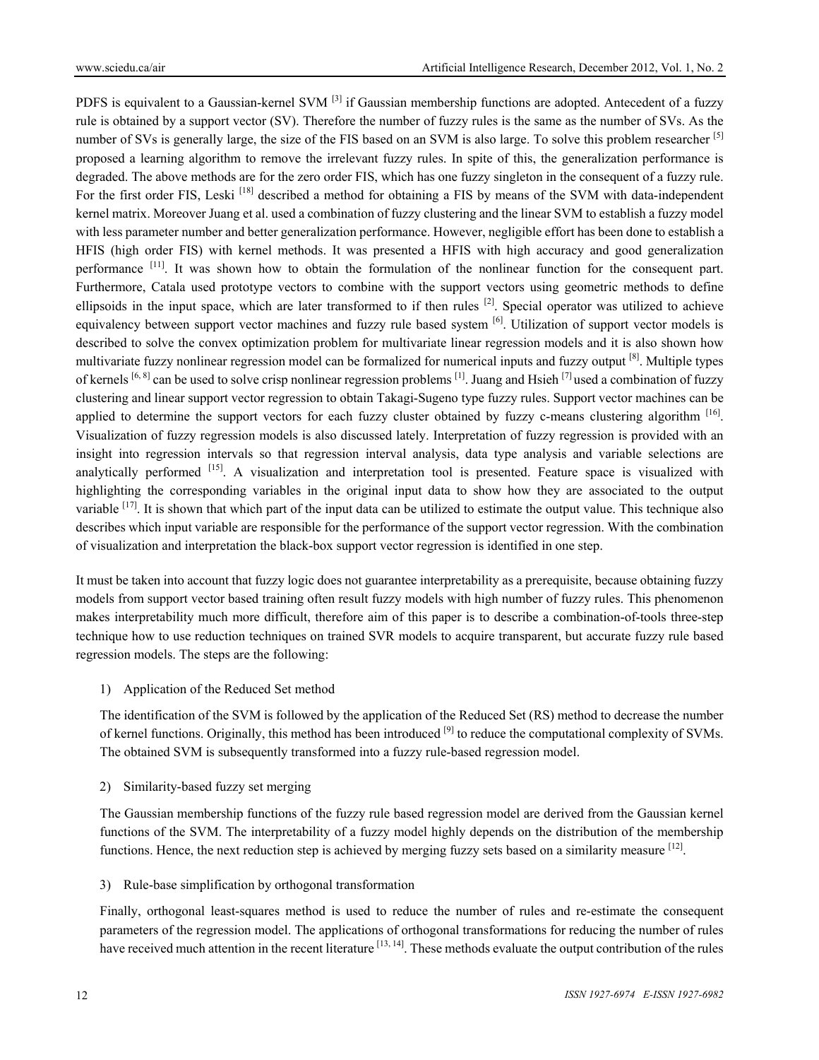PDFS is equivalent to a Gaussian-kernel SVM [3] if Gaussian membership functions are adopted. Antecedent of a fuzzy rule is obtained by a support vector (SV). Therefore the number of fuzzy rules is the same as the number of SVs. As the number of SVs is generally large, the size of the FIS based on an SVM is also large. To solve this problem researcher [5] proposed a learning algorithm to remove the irrelevant fuzzy rules. In spite of this, the generalization performance is degraded. The above methods are for the zero order FIS, which has one fuzzy singleton in the consequent of a fuzzy rule. For the first order FIS, Leski [18] described a method for obtaining a FIS by means of the SVM with data-independent kernel matrix. Moreover Juang et al. used a combination of fuzzy clustering and the linear SVM to establish a fuzzy model with less parameter number and better generalization performance. However, negligible effort has been done to establish a HFIS (high order FIS) with kernel methods. It was presented a HFIS with high accuracy and good generalization performance [11]. It was shown how to obtain the formulation of the nonlinear function for the consequent part. Furthermore, Catala used prototype vectors to combine with the support vectors using geometric methods to define ellipsoids in the input space, which are later transformed to if then rules [2]. Special operator was utilized to achieve equivalency between support vector machines and fuzzy rule based system [6]. Utilization of support vector models is described to solve the convex optimization problem for multivariate linear regression models and it is also shown how multivariate fuzzy nonlinear regression model can be formalized for numerical inputs and fuzzy output [8]. Multiple types of kernels [6, 8] can be used to solve crisp nonlinear regression problems [1]. Juang and Hsieh [7] used a combination of fuzzy clustering and linear support vector regression to obtain Takagi-Sugeno type fuzzy rules. Support vector machines can be applied to determine the support vectors for each fuzzy cluster obtained by fuzzy c-means clustering algorithm [16]. Visualization of fuzzy regression models is also discussed lately. Interpretation of fuzzy regression is provided with an insight into regression intervals so that regression interval analysis, data type analysis and variable selections are analytically performed [15]. A visualization and interpretation tool is presented. Feature space is visualized with highlighting the corresponding variables in the original input data to show how they are associated to the output variable [17]. It is shown that which part of the input data can be utilized to estimate the output value. This technique also describes which input variable are responsible for the performance of the support vector regression. With the combination of visualization and interpretation the black-box support vector regression is identified in one step.

It must be taken into account that fuzzy logic does not guarantee interpretability as a prerequisite, because obtaining fuzzy models from support vector based training often result fuzzy models with high number of fuzzy rules. This phenomenon makes interpretability much more difficult, therefore aim of this paper is to describe a combination-of-tools three-step technique how to use reduction techniques on trained SVR models to acquire transparent, but accurate fuzzy rule based regression models. The steps are the following:

1) Application of the Reduced Set method

The identification of the SVM is followed by the application of the Reduced Set (RS) method to decrease the number of kernel functions. Originally, this method has been introduced [9] to reduce the computational complexity of SVMs. The obtained SVM is subsequently transformed into a fuzzy rule-based regression model.

2) Similarity-based fuzzy set merging

The Gaussian membership functions of the fuzzy rule based regression model are derived from the Gaussian kernel functions of the SVM. The interpretability of a fuzzy model highly depends on the distribution of the membership functions. Hence, the next reduction step is achieved by merging fuzzy sets based on a similarity measure [12].

3) Rule-base simplification by orthogonal transformation

Finally, orthogonal least-squares method is used to reduce the number of rules and re-estimate the consequent parameters of the regression model. The applications of orthogonal transformations for reducing the number of rules have received much attention in the recent literature [13, 14]. These methods evaluate the output contribution of the rules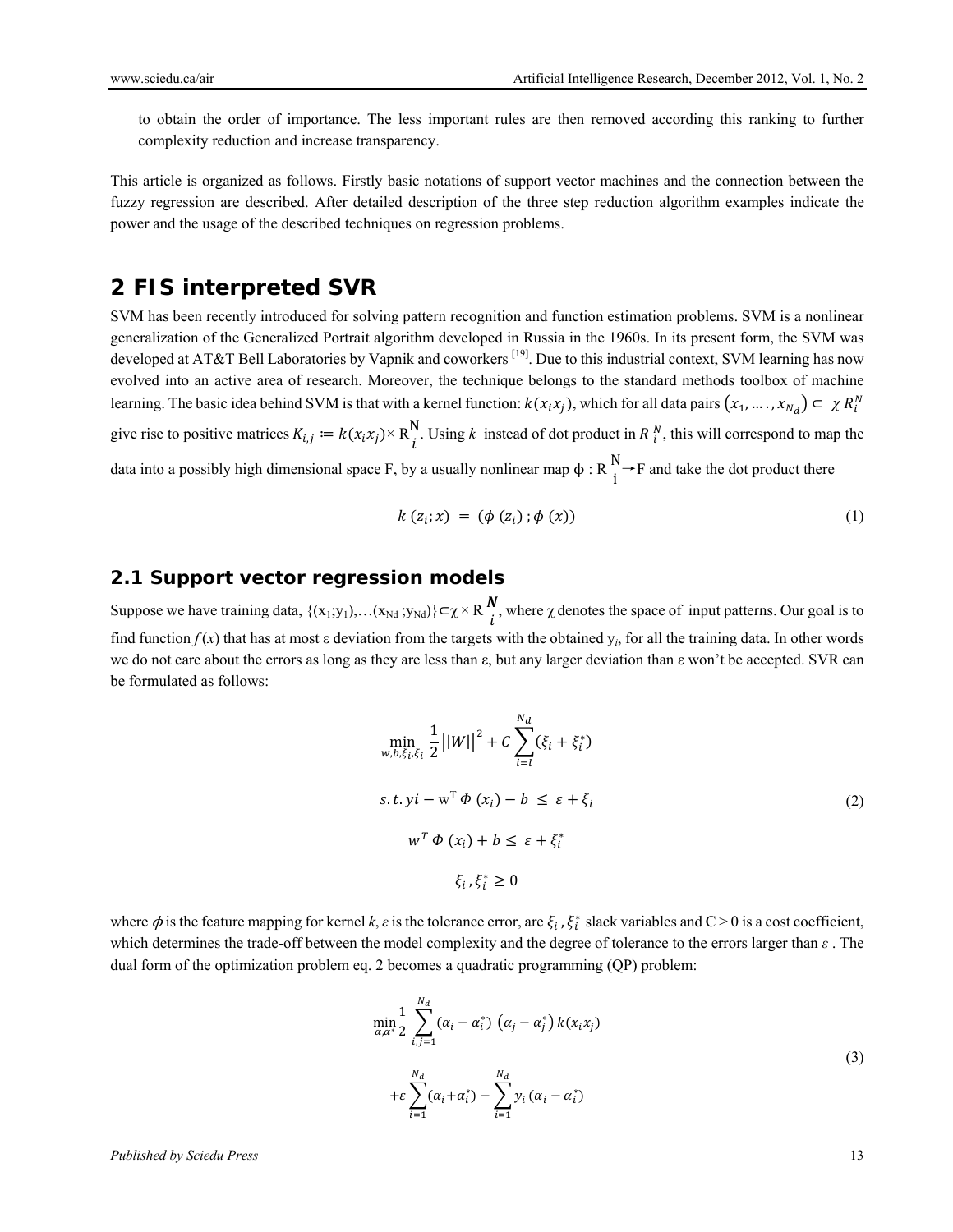to obtain the order of importance. The less important rules are then removed according this ranking to further complexity reduction and increase transparency.

This article is organized as follows. Firstly basic notations of support vector machines and the connection between the fuzzy regression are described. After detailed description of the three step reduction algorithm examples indicate the power and the usage of the described techniques on regression problems.

# 2 FIS interpreted SVR

SVM has been recently introduced for solving pattern recognition and function estimation problems. SVM is a nonlinear generalization of the Generalized Portrait algorithm developed in Russia in the 1960s. In its present form, the SVM was developed at AT&T Bell Laboratories by Vapnik and coworkers [19]. Due to this industrial context, SVM learning has now evolved into an active area of research. Moreover, the technique belongs to the standard methods toolbox of machine learning. The basic idea behind SVM is that with a kernel function: $k(x_i x_j)$, which for all data pairs $(x_1, \dots, x_{N_d}) \subset \chi R_i^N$ give rise to positive matrices $K_{i,j} := k(x_i x_j) \times R_i^N$. Using $k$ instead of dot product in $R_i^N$, this will correspond to map the data into a possibly high dimensional space F, by a usually nonlinear map $\phi : R_i^N \rightarrow F$ and take the dot product there

$$k(z_i; x) = (\phi(z_i); \phi(x)) \tag{1}$$

## 2.1 Support vector regression models

Suppose we have training data, $\{(x_1;y_1),\dots(x_{Nd};y_{Nd})\} \subset \chi \times R_i^{\boldsymbol{N}}$, where $\chi$ denotes the space of input patterns. Our goal is to find function $f(x)$ that has at most ε deviation from the targets with the obtained $y_i$, for all the training data. In other words we do not care about the errors as long as they are less than ε, but any larger deviation than ε won't be accepted. SVR can be formulated as follows:

$$\begin{aligned} &\min_{w,b,\xi_i,\xi_i} \frac{1}{2}\left||W|\right|^2 + C\sum_{i=l}^{N_d}(\xi_i + \xi_i^*) \\ &s.t.\, yi - w^T \Phi(x_i) - b \le \varepsilon + \xi_i \\ &w^T \Phi(x_i) + b \le \varepsilon + \xi_i^* \\ &\xi_i, \xi_i^* \ge 0 \end{aligned} \tag{2}$$

where $\phi$ is the feature mapping for kernel $k$, $\varepsilon$ is the tolerance error, are $\xi_i$, $\xi_i^*$ slack variables and $C > 0$ is a cost coefficient, which determines the trade-off between the model complexity and the degree of tolerance to the errors larger than $\varepsilon$. The dual form of the optimization problem eq. 2 becomes a quadratic programming (QP) problem:

$$\begin{aligned} &\min_{\alpha,\alpha^*} \frac{1}{2}\sum_{i,j=1}^{N_d}(\alpha_i - \alpha_i^*)\left(\alpha_j - \alpha_j^*\right)k(x_i x_j) \\ &+\varepsilon\sum_{i=1}^{N_d}(\alpha_i + \alpha_i^*) - \sum_{i=1}^{N_d} y_i(\alpha_i - \alpha_i^*) \end{aligned} \tag{3}$$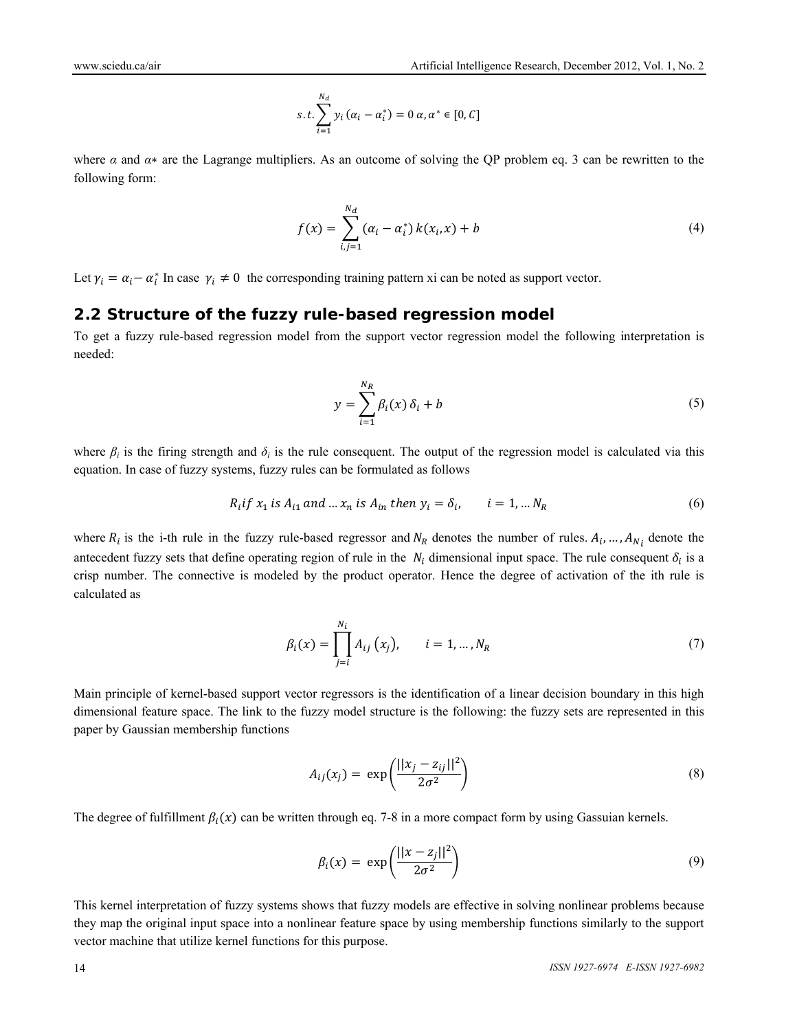$$s.t. \sum_{i=1}^{N_d} y_i \left(\alpha_i - \alpha_i^*\right) = 0 \; \alpha, \alpha^* \in [0, C]$$

where $\alpha$ and $\alpha*$ are the Lagrange multipliers. As an outcome of solving the QP problem eq. 3 can be rewritten to the following form:

$$f(x) = \sum_{i,j=1}^{N_d} \left(\alpha_i - \alpha_i^*\right) k(x_i, x) + b \tag{4}$$

Let $\gamma_i = \alpha_i - \alpha_i^*$ In case $\gamma_i \neq 0$ the corresponding training pattern xi can be noted as support vector.

## 2.2 Structure of the fuzzy rule-based regression model

To get a fuzzy rule-based regression model from the support vector regression model the following interpretation is needed:

$$y = \sum_{i=1}^{N_R} \beta_i(x)\, \delta_i + b \tag{5}$$

where $\beta_i$ is the firing strength and $\delta_i$ is the rule consequent. The output of the regression model is calculated via this equation. In case of fuzzy systems, fuzzy rules can be formulated as follows

$$R_i if\ x_1\ is\ A_{i1}\ and \dots x_n\ is\ A_{in}\ then\ y_i = \delta_i, \qquad i = 1, \dots N_R \tag{6}$$

where $R_i$ is the i-th rule in the fuzzy rule-based regressor and $N_R$ denotes the number of rules. $A_i, \dots, A_{N_i}$ denote the antecedent fuzzy sets that define operating region of rule in the $N_i$ dimensional input space. The rule consequent $\delta_i$ is a crisp number. The connective is modeled by the product operator. Hence the degree of activation of the ith rule is calculated as

$$\beta_i(x) = \prod_{j=i}^{N_i} A_{ij}\left(x_j\right), \qquad i = 1, \dots, N_R \tag{7}$$

Main principle of kernel-based support vector regressors is the identification of a linear decision boundary in this high dimensional feature space. The link to the fuzzy model structure is the following: the fuzzy sets are represented in this paper by Gaussian membership functions

$$A_{ij}(x_j) = \exp\left(\frac{||x_j - z_{ij}||^2}{2\sigma^2}\right) \tag{8}$$

The degree of fulfillment $\beta_i(x)$ can be written through eq. 7-8 in a more compact form by using Gassuian kernels.

$$\beta_i(x) = \exp\left(\frac{||x - z_j||^2}{2\sigma^2}\right) \tag{9}$$

This kernel interpretation of fuzzy systems shows that fuzzy models are effective in solving nonlinear problems because they map the original input space into a nonlinear feature space by using membership functions similarly to the support vector machine that utilize kernel functions for this purpose.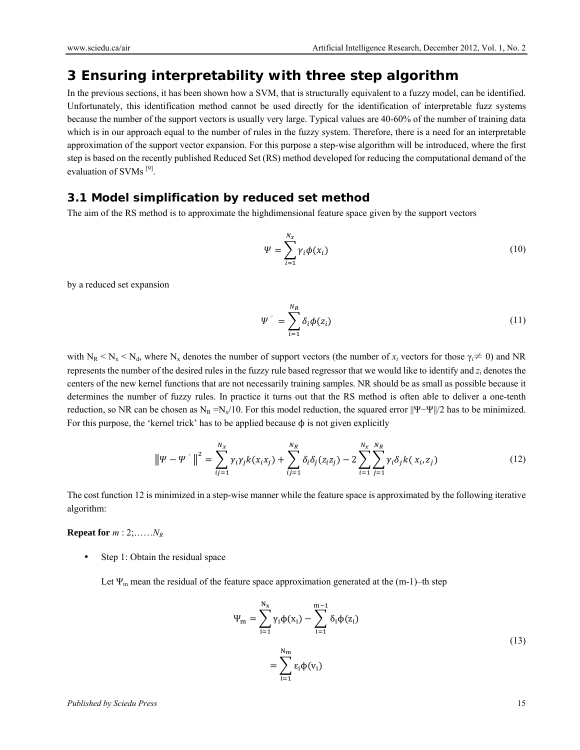# 3 Ensuring interpretability with three step algorithm

In the previous sections, it has been shown how a SVM, that is structurally equivalent to a fuzzy model, can be identified. Unfortunately, this identification method cannot be used directly for the identification of interpretable fuzz systems because the number of the support vectors is usually very large. Typical values are 40-60% of the number of training data which is in our approach equal to the number of rules in the fuzzy system. Therefore, there is a need for an interpretable approximation of the support vector expansion. For this purpose a step-wise algorithm will be introduced, where the first step is based on the recently published Reduced Set (RS) method developed for reducing the computational demand of the evaluation of SVMs [9].

## 3.1 Model simplification by reduced set method

The aim of the RS method is to approximate the highdimensional feature space given by the support vectors

$$\Psi = \sum_{i=1}^{N_x} \gamma_i \phi(x_i) \tag{10}$$

by a reduced set expansion

$$\Psi' = \sum_{i=1}^{N_R} \delta_i \phi(z_i) \tag{11}$$

with $N_R < N_x < N_d$, where $N_x$ denotes the number of support vectors (the number of $x_i$ vectors for those $\gamma_i \neq 0$) and NR represents the number of the desired rules in the fuzzy rule based regressor that we would like to identify and $z_i$ denotes the centers of the new kernel functions that are not necessarily training samples. NR should be as small as possible because it determines the number of fuzzy rules. In practice it turns out that the RS method is often able to deliver a one-tenth reduction, so NR can be chosen as $N_R = N_x/10$. For this model reduction, the squared error $\|\Psi - \Psi\|/2$ has to be minimized. For this purpose, the 'kernel trick' has to be applied because $\phi$ is not given explicitly

$$\left\|\Psi - \Psi'\right\|^2 = \sum_{ij=1}^{N_x} \gamma_i \gamma_j k(x_i x_j) + \sum_{ij=1}^{N_R} \delta_i \delta_j (z_i z_j) - 2 \sum_{i=1}^{N_x} \sum_{j=1}^{N_R} \gamma_i \delta_j k(x_i, z_j) \tag{12}$$

The cost function 12 is minimized in a step-wise manner while the feature space is approximated by the following iterative algorithm:

**Repeat for** $m : 2; \ldots\ldots N_R$

- Step 1: Obtain the residual space

  Let $\Psi_m$ mean the residual of the feature space approximation generated at the (m-1)–th step

$$\begin{aligned} \Psi_m &= \sum_{i=1}^{N_x} \gamma_i \phi(x_i) - \sum_{i=1}^{m-1} \delta_i \phi(z_i) \\ &= \sum_{i=1}^{N_m} \varepsilon_i \phi(v_i) \end{aligned} \tag{13}$$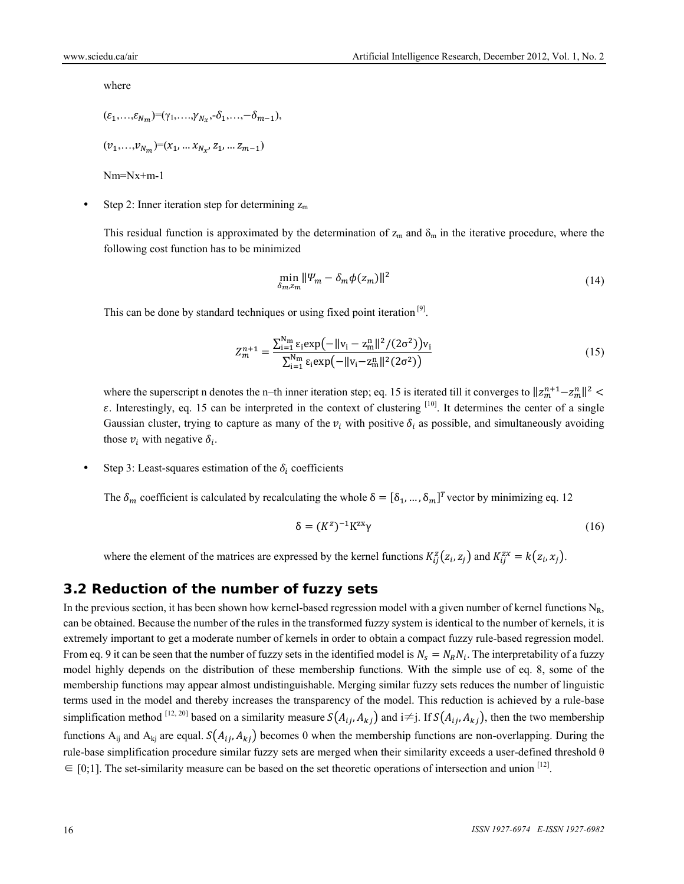where

$(\varepsilon_1,\ldots,\varepsilon_{N_m})=(\gamma_1,\ldots,\gamma_{N_x},-\delta_1,\ldots,-\delta_{m-1})$,

$(v_1,\ldots,v_{N_m})=(x_1,\ldots x_{N_x}, z_1,\ldots z_{m-1})$

Nm=Nx+m-1

- Step 2: Inner iteration step for determining $z_m$

  This residual function is approximated by the determination of $z_m$ and $\delta_m$ in the iterative procedure, where the following cost function has to be minimized

$$\min_{\delta_m, z_m} \|\Psi_m - \delta_m \phi(z_m)\|^2 \tag{14}$$

  This can be done by standard techniques or using fixed point iteration [9].

$$Z_m^{n+1} = \frac{\sum_{i=1}^{N_m} \varepsilon_i \exp\left(-\|v_i - z_m^n\|^2/(2\sigma^2)\right) v_i}{\sum_{i=1}^{N_m} \varepsilon_i \exp\left(-\|v_i - z_m^n\|^2 (2\sigma^2)\right)} \tag{15}$$

  where the superscript n denotes the n–th inner iteration step; eq. 15 is iterated till it converges to $\|z_m^{n+1} - z_m^n\|^2 < \varepsilon$. Interestingly, eq. 15 can be interpreted in the context of clustering [10]. It determines the center of a single Gaussian cluster, trying to capture as many of the $v_i$ with positive $\delta_i$ as possible, and simultaneously avoiding those $v_i$ with negative $\delta_i$.

- Step 3: Least-squares estimation of the $\delta_i$ coefficients

  The $\delta_m$ coefficient is calculated by recalculating the whole $\delta = [\delta_1, \ldots, \delta_m]^T$ vector by minimizing eq. 12

$$\delta = (K^z)^{-1} K^{zx} \gamma \tag{16}$$

  where the element of the matrices are expressed by the kernel functions $K_{ij}^z(z_i, z_j)$ and $K_{ij}^{zx} = k(z_i, x_j)$.

## 3.2 Reduction of the number of fuzzy sets

In the previous section, it has been shown how kernel-based regression model with a given number of kernel functions $N_R$, can be obtained. Because the number of the rules in the transformed fuzzy system is identical to the number of kernels, it is extremely important to get a moderate number of kernels in order to obtain a compact fuzzy rule-based regression model. From eq. 9 it can be seen that the number of fuzzy sets in the identified model is $N_s = N_R N_i$. The interpretability of a fuzzy model highly depends on the distribution of these membership functions. With the simple use of eq. 8, some of the membership functions may appear almost undistinguishable. Merging similar fuzzy sets reduces the number of linguistic terms used in the model and thereby increases the transparency of the model. This reduction is achieved by a rule-base simplification method [12, 20] based on a similarity measure $S(A_{ij}, A_{kj})$ and i≠j. If $S(A_{ij}, A_{kj})$, then the two membership functions $A_{ij}$ and $A_{kj}$ are equal. $S(A_{ij}, A_{kj})$ becomes 0 when the membership functions are non-overlapping. During the rule-base simplification procedure similar fuzzy sets are merged when their similarity exceeds a user-defined threshold θ ∈ [0;1]. The set-similarity measure can be based on the set theoretic operations of intersection and union [12].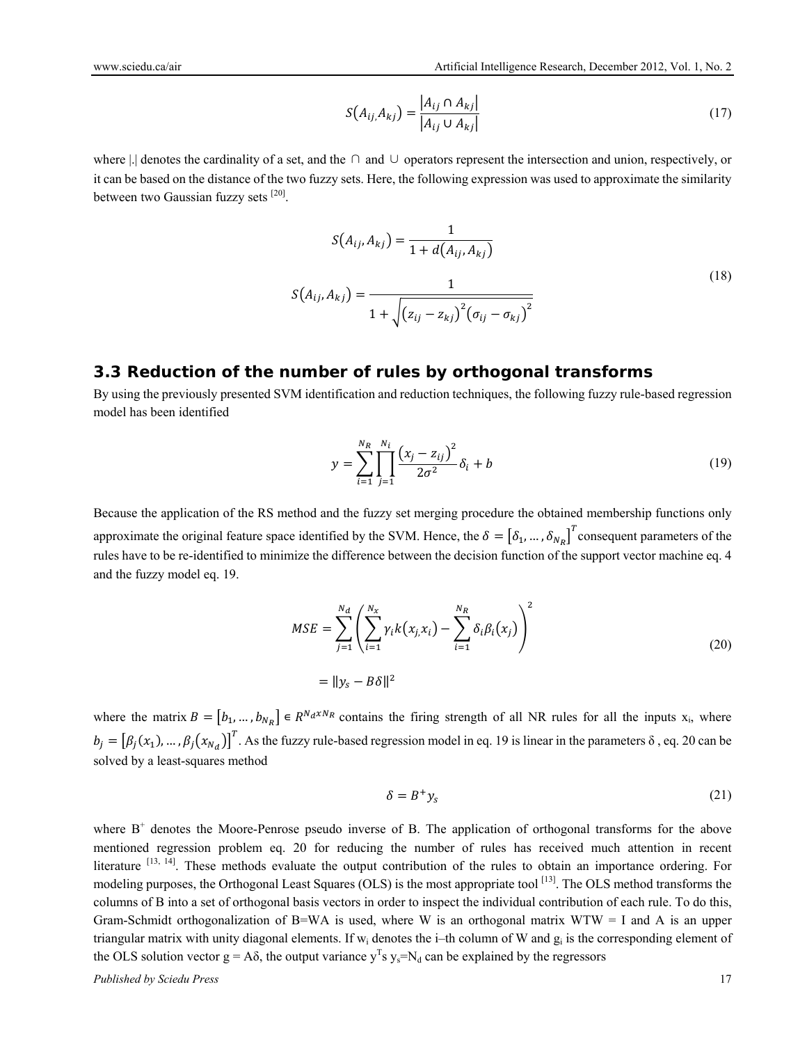$$S(A_{ij,}A_{kj}) = \frac{|A_{ij} \cap A_{kj}|}{|A_{ij} \cup A_{kj}|} \tag{17}$$

where |.| denotes the cardinality of a set, and the ∩ and ∪ operators represent the intersection and union, respectively, or it can be based on the distance of the two fuzzy sets. Here, the following expression was used to approximate the similarity between two Gaussian fuzzy sets [20].

$$S(A_{ij}, A_{kj}) = \frac{1}{1 + d(A_{ij}, A_{kj})}$$

$$S(A_{ij}, A_{kj}) = \frac{1}{1 + \sqrt{(z_{ij} - z_{kj})^2 (\sigma_{ij} - \sigma_{kj})^2}} \tag{18}$$

### 3.3 Reduction of the number of rules by orthogonal transforms

By using the previously presented SVM identification and reduction techniques, the following fuzzy rule-based regression model has been identified

$$y = \sum_{i=1}^{N_R} \prod_{j=1}^{N_i} \frac{(x_j - z_{ij})^2}{2\sigma^2} \delta_i + b \tag{19}$$

Because the application of the RS method and the fuzzy set merging procedure the obtained membership functions only approximate the original feature space identified by the SVM. Hence, the $\delta = [\delta_1, \dots, \delta_{N_R}]^T$ consequent parameters of the rules have to be re-identified to minimize the difference between the decision function of the support vector machine eq. 4 and the fuzzy model eq. 19.

$$MSE = \sum_{j=1}^{N_d} \left( \sum_{i=1}^{N_x} \gamma_i k(x_{j,} x_i) - \sum_{i=1}^{N_R} \delta_i \beta_i(x_j) \right)^2$$

$$= \|y_s - B\delta\|^2 \tag{20}$$

where the matrix $B = [b_1, \dots, b_{N_R}] \in R^{N_d x N_R}$ contains the firing strength of all NR rules for all the inputs $x_i$, where $b_j = [\beta_j(x_1), \dots, \beta_j(x_{N_d})]^T$. As the fuzzy rule-based regression model in eq. 19 is linear in the parameters δ , eq. 20 can be solved by a least-squares method

$$\delta = B^+ y_s \tag{21}$$

where $B^+$ denotes the Moore-Penrose pseudo inverse of B. The application of orthogonal transforms for the above mentioned regression problem eq. 20 for reducing the number of rules has received much attention in recent literature [13, 14]. These methods evaluate the output contribution of the rules to obtain an importance ordering. For modeling purposes, the Orthogonal Least Squares (OLS) is the most appropriate tool [13]. The OLS method transforms the columns of B into a set of orthogonal basis vectors in order to inspect the individual contribution of each rule. To do this, Gram-Schmidt orthogonalization of B=WA is used, where W is an orthogonal matrix WTW = I and A is an upper triangular matrix with unity diagonal elements. If $w_i$ denotes the i–th column of W and $g_i$ is the corresponding element of the OLS solution vector g = Aδ, the output variance $y^T{}_s\, y_s = N_d$ can be explained by the regressors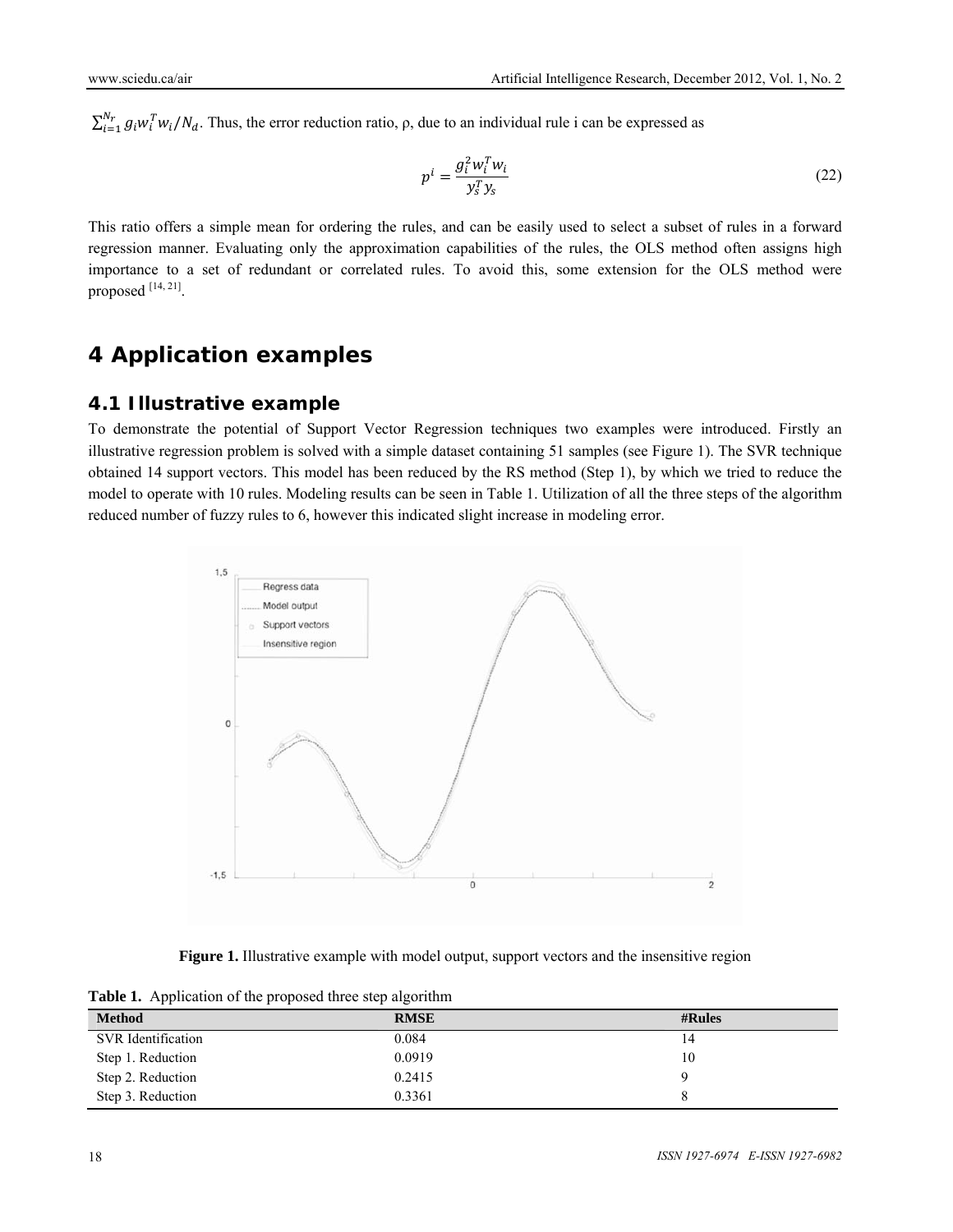$\sum_{i=1}^{N_r} g_i w_i^T w_i / N_d$. Thus, the error reduction ratio, ρ, due to an individual rule i can be expressed as

$$p^i = \frac{g_i^2 w_i^T w_i}{y_s^T y_s} \tag{22}$$

This ratio offers a simple mean for ordering the rules, and can be easily used to select a subset of rules in a forward regression manner. Evaluating only the approximation capabilities of the rules, the OLS method often assigns high importance to a set of redundant or correlated rules. To avoid this, some extension for the OLS method were proposed [14, 21].

# 4 Application examples

## 4.1 Illustrative example

To demonstrate the potential of Support Vector Regression techniques two examples were introduced. Firstly an illustrative regression problem is solved with a simple dataset containing 51 samples (see Figure 1). The SVR technique obtained 14 support vectors. This model has been reduced by the RS method (Step 1), by which we tried to reduce the model to operate with 10 rules. Modeling results can be seen in Table 1. Utilization of all the three steps of the algorithm reduced number of fuzzy rules to 6, however this indicated slight increase in modeling error.

1,5
Regress data
Model output
Support vectors
Insensitive region
0
-1,5
0
2

**Figure 1.** Illustrative example with model output, support vectors and the insensitive region

**Table 1.** Application of the proposed three step algorithm

| Method | RMSE | #Rules |
| --- | --- | --- |
| SVR Identification | 0.084 | 14 |
| Step 1. Reduction | 0.0919 | 10 |
| Step 2. Reduction | 0.2415 | 9 |
| Step 3. Reduction | 0.3361 | 8 |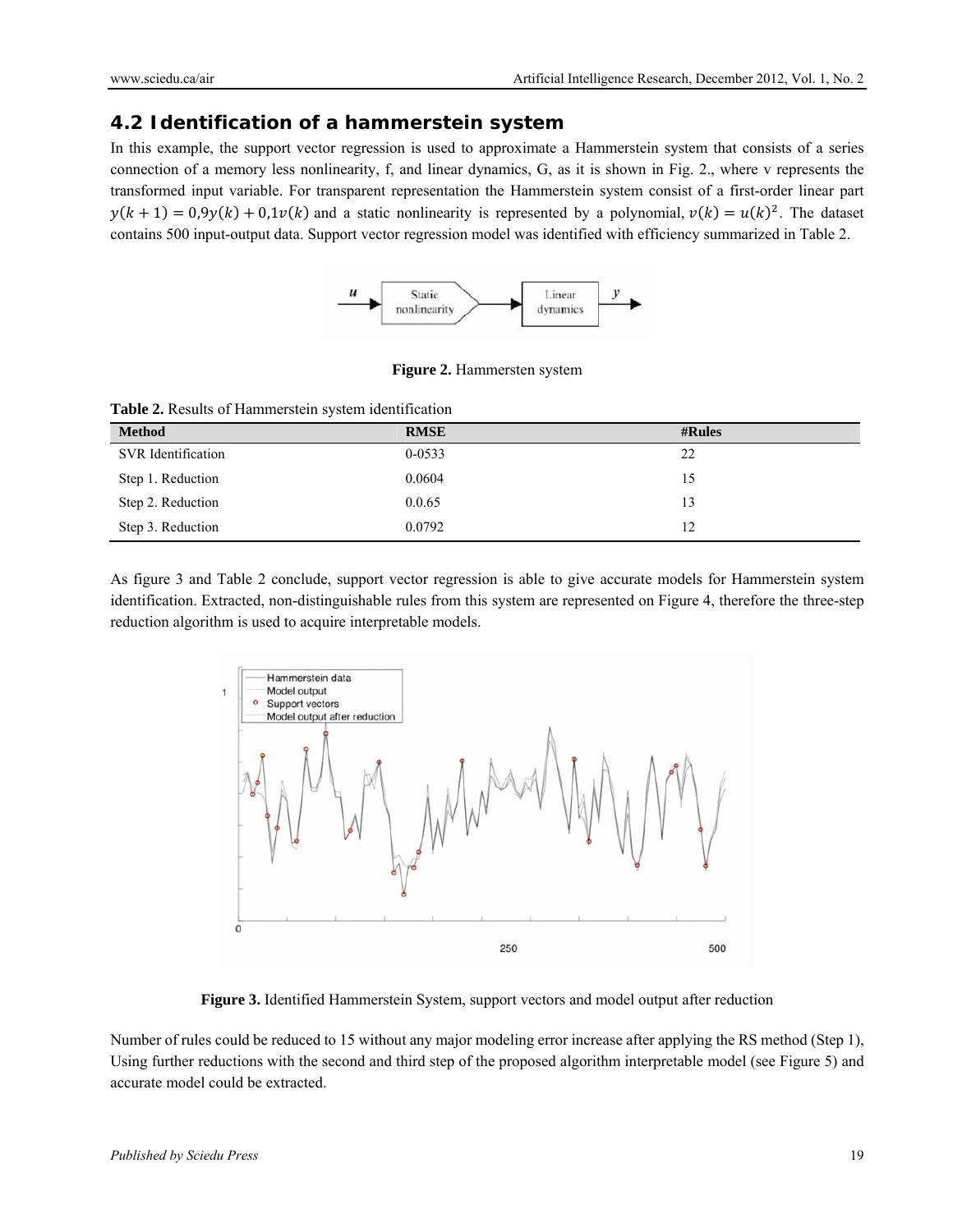## 4.2 Identification of a hammerstein system

In this example, the support vector regression is used to approximate a Hammerstein system that consists of a series connection of a memory less nonlinearity, f, and linear dynamics, G, as it is shown in Fig. 2., where v represents the transformed input variable. For transparent representation the Hammerstein system consist of a first-order linear part $y(k+1) = 0{,}9y(k) + 0{,}1v(k)$ and a static nonlinearity is represented by a polynomial, $v(k) = u(k)^2$. The dataset contains 500 input-output data. Support vector regression model was identified with efficiency summarized in Table 2.

**Figure 2.** Hammersten system

**Table 2.** Results of Hammerstein system identification

| Method | RMSE | #Rules |
| --- | --- | --- |
| SVR Identification | 0-0533 | 22 |
| Step 1. Reduction | 0.0604 | 15 |
| Step 2. Reduction | 0.0.65 | 13 |
| Step 3. Reduction | 0.0792 | 12 |

As figure 3 and Table 2 conclude, support vector regression is able to give accurate models for Hammerstein system identification. Extracted, non-distinguishable rules from this system are represented on Figure 4, therefore the three-step reduction algorithm is used to acquire interpretable models.

**Figure 3.** Identified Hammerstein System, support vectors and model output after reduction

Number of rules could be reduced to 15 without any major modeling error increase after applying the RS method (Step 1), Using further reductions with the second and third step of the proposed algorithm interpretable model (see Figure 5) and accurate model could be extracted.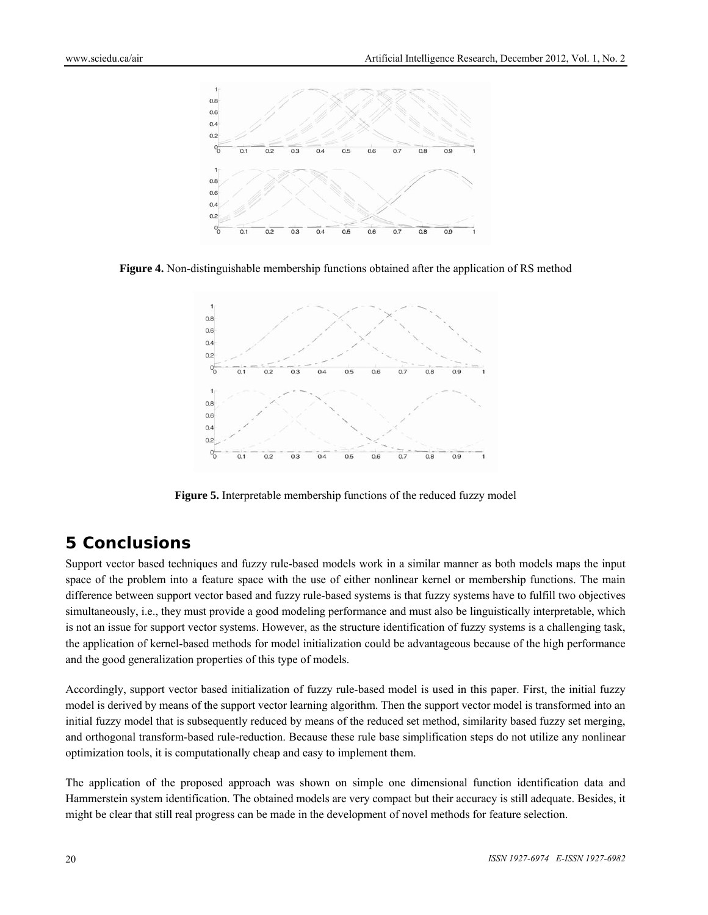0.2
0.4
0.6
0.8
1
0 0.1 0.2 0.3 0.4 0.5 0.6 0.7 0.8 0.9 1

0.2
0.4
0.6
0.8
1
0 0.1 0.2 0.3 0.4 0.5 0.6 0.7 0.8 0.9 1

**Figure 4.** Non-distinguishable membership functions obtained after the application of RS method

0.2
0.4
0.6
0.8
1
0 0.1 0.2 0.3 0.4 0.5 0.6 0.7 0.8 0.9 1

0.2
0.4
0.6
0.8
1
0 0.1 0.2 0.3 0.4 0.5 0.6 0.7 0.8 0.9 1

**Figure 5.** Interpretable membership functions of the reduced fuzzy model

# 5 Conclusions

Support vector based techniques and fuzzy rule-based models work in a similar manner as both models maps the input space of the problem into a feature space with the use of either nonlinear kernel or membership functions. The main difference between support vector based and fuzzy rule-based systems is that fuzzy systems have to fulfill two objectives simultaneously, i.e., they must provide a good modeling performance and must also be linguistically interpretable, which is not an issue for support vector systems. However, as the structure identification of fuzzy systems is a challenging task, the application of kernel-based methods for model initialization could be advantageous because of the high performance and the good generalization properties of this type of models.

Accordingly, support vector based initialization of fuzzy rule-based model is used in this paper. First, the initial fuzzy model is derived by means of the support vector learning algorithm. Then the support vector model is transformed into an initial fuzzy model that is subsequently reduced by means of the reduced set method, similarity based fuzzy set merging, and orthogonal transform-based rule-reduction. Because these rule base simplification steps do not utilize any nonlinear optimization tools, it is computationally cheap and easy to implement them.

The application of the proposed approach was shown on simple one dimensional function identification data and Hammerstein system identification. The obtained models are very compact but their accuracy is still adequate. Besides, it might be clear that still real progress can be made in the development of novel methods for feature selection.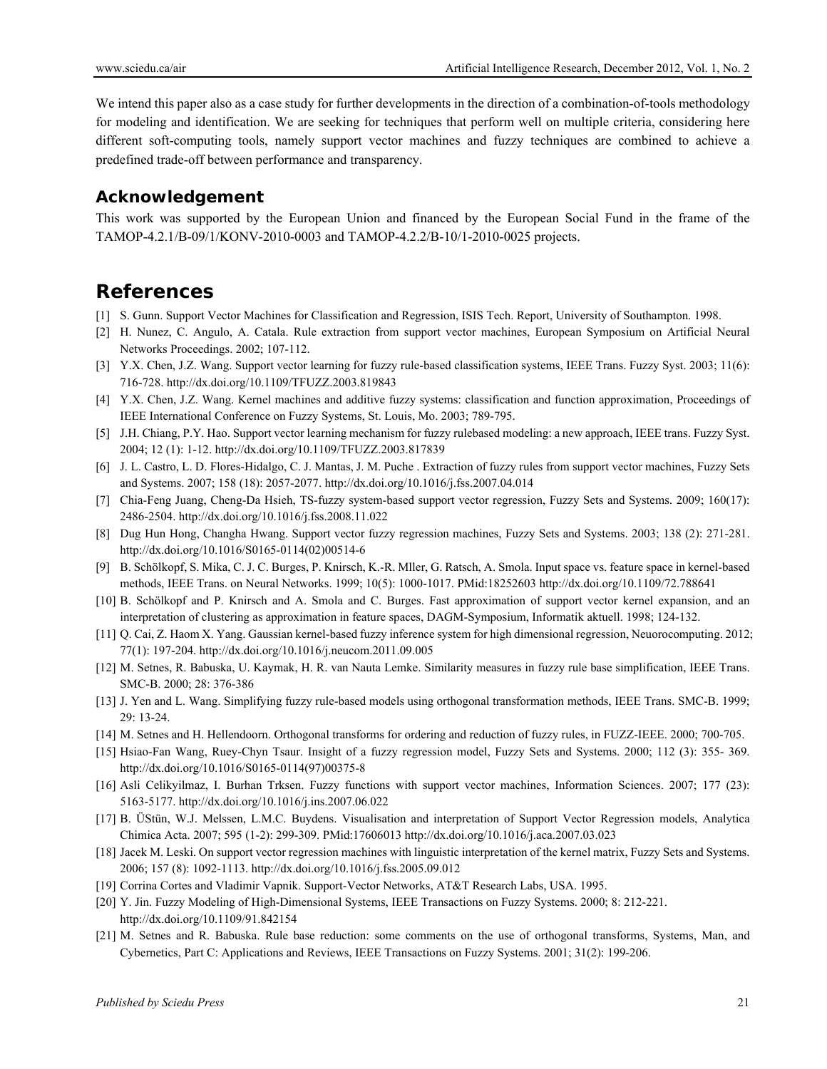We intend this paper also as a case study for further developments in the direction of a combination-of-tools methodology for modeling and identification. We are seeking for techniques that perform well on multiple criteria, considering here different soft-computing tools, namely support vector machines and fuzzy techniques are combined to achieve a predefined trade-off between performance and transparency.

### Acknowledgement

This work was supported by the European Union and financed by the European Social Fund in the frame of the TAMOP-4.2.1/B-09/1/KONV-2010-0003 and TAMOP-4.2.2/B-10/1-2010-0025 projects.

## References

[1] S. Gunn. Support Vector Machines for Classification and Regression, ISIS Tech. Report, University of Southampton. 1998.

[2] H. Nunez, C. Angulo, A. Catala. Rule extraction from support vector machines, European Symposium on Artificial Neural Networks Proceedings. 2002; 107-112.

[3] Y.X. Chen, J.Z. Wang. Support vector learning for fuzzy rule-based classification systems, IEEE Trans. Fuzzy Syst. 2003; 11(6): 716-728. http://dx.doi.org/10.1109/TFUZZ.2003.819843

[4] Y.X. Chen, J.Z. Wang. Kernel machines and additive fuzzy systems: classification and function approximation, Proceedings of IEEE International Conference on Fuzzy Systems, St. Louis, Mo. 2003; 789-795.

[5] J.H. Chiang, P.Y. Hao. Support vector learning mechanism for fuzzy rulebased modeling: a new approach, IEEE trans. Fuzzy Syst. 2004; 12 (1): 1-12. http://dx.doi.org/10.1109/TFUZZ.2003.817839

[6] J. L. Castro, L. D. Flores-Hidalgo, C. J. Mantas, J. M. Puche . Extraction of fuzzy rules from support vector machines, Fuzzy Sets and Systems. 2007; 158 (18): 2057-2077. http://dx.doi.org/10.1016/j.fss.2007.04.014

[7] Chia-Feng Juang, Cheng-Da Hsieh, TS-fuzzy system-based support vector regression, Fuzzy Sets and Systems. 2009; 160(17): 2486-2504. http://dx.doi.org/10.1016/j.fss.2008.11.022

[8] Dug Hun Hong, Changha Hwang. Support vector fuzzy regression machines, Fuzzy Sets and Systems. 2003; 138 (2): 271-281. http://dx.doi.org/10.1016/S0165-0114(02)00514-6

[9] B. Schölkopf, S. Mika, C. J. C. Burges, P. Knirsch, K.-R. Mller, G. Ratsch, A. Smola. Input space vs. feature space in kernel-based methods, IEEE Trans. on Neural Networks. 1999; 10(5): 1000-1017. PMid:18252603 http://dx.doi.org/10.1109/72.788641

[10] B. Schölkopf and P. Knirsch and A. Smola and C. Burges. Fast approximation of support vector kernel expansion, and an interpretation of clustering as approximation in feature spaces, DAGM-Symposium, Informatik aktuell. 1998; 124-132.

[11] Q. Cai, Z. Haom X. Yang. Gaussian kernel-based fuzzy inference system for high dimensional regression, Neuorocomputing. 2012; 77(1): 197-204. http://dx.doi.org/10.1016/j.neucom.2011.09.005

[12] M. Setnes, R. Babuska, U. Kaymak, H. R. van Nauta Lemke. Similarity measures in fuzzy rule base simplification, IEEE Trans. SMC-B. 2000; 28: 376-386

[13] J. Yen and L. Wang. Simplifying fuzzy rule-based models using orthogonal transformation methods, IEEE Trans. SMC-B. 1999; 29: 13-24.

[14] M. Setnes and H. Hellendoorn. Orthogonal transforms for ordering and reduction of fuzzy rules, in FUZZ-IEEE. 2000; 700-705.

[15] Hsiao-Fan Wang, Ruey-Chyn Tsaur. Insight of a fuzzy regression model, Fuzzy Sets and Systems. 2000; 112 (3): 355- 369. http://dx.doi.org/10.1016/S0165-0114(97)00375-8

[16] Asli Celikyilmaz, I. Burhan Trksen. Fuzzy functions with support vector machines, Information Sciences. 2007; 177 (23): 5163-5177. http://dx.doi.org/10.1016/j.ins.2007.06.022

[17] B. ÜStün, W.J. Melssen, L.M.C. Buydens. Visualisation and interpretation of Support Vector Regression models, Analytica Chimica Acta. 2007; 595 (1-2): 299-309. PMid:17606013 http://dx.doi.org/10.1016/j.aca.2007.03.023

[18] Jacek M. Leski. On support vector regression machines with linguistic interpretation of the kernel matrix, Fuzzy Sets and Systems. 2006; 157 (8): 1092-1113. http://dx.doi.org/10.1016/j.fss.2005.09.012

[19] Corrina Cortes and Vladimir Vapnik. Support-Vector Networks, AT&T Research Labs, USA. 1995.

[20] Y. Jin. Fuzzy Modeling of High-Dimensional Systems, IEEE Transactions on Fuzzy Systems. 2000; 8: 212-221. http://dx.doi.org/10.1109/91.842154

[21] M. Setnes and R. Babuska. Rule base reduction: some comments on the use of orthogonal transforms, Systems, Man, and Cybernetics, Part C: Applications and Reviews, IEEE Transactions on Fuzzy Systems. 2001; 31(2): 199-206.